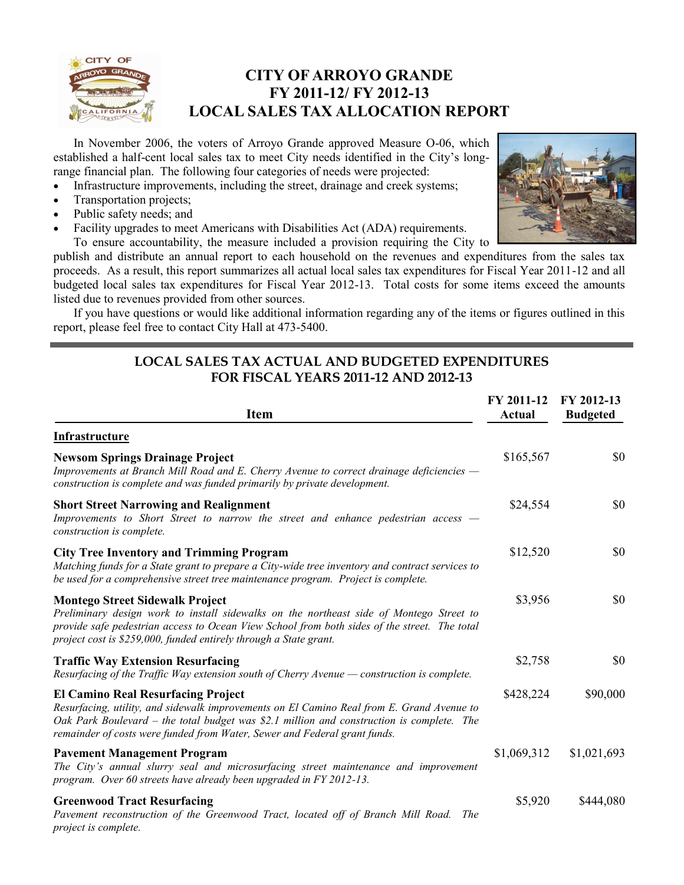# CITY OF ARROYO GRANDE
## FY 2011-12/ FY 2012-13
## LOCAL SALES TAX ALLOCATION REPORT

In November 2006, the voters of Arroyo Grande approved Measure O-06, which established a half-cent local sales tax to meet City needs identified in the City's long-range financial plan. The following four categories of needs were projected:

- Infrastructure improvements, including the street, drainage and creek systems;
- Transportation projects;
- Public safety needs; and
- Facility upgrades to meet Americans with Disabilities Act (ADA) requirements.

To ensure accountability, the measure included a provision requiring the City to publish and distribute an annual report to each household on the revenues and expenditures from the sales tax proceeds. As a result, this report summarizes all actual local sales tax expenditures for Fiscal Year 2011-12 and all budgeted local sales tax expenditures for Fiscal Year 2012-13. Total costs for some items exceed the amounts listed due to revenues provided from other sources.

If you have questions or would like additional information regarding any of the items or figures outlined in this report, please feel free to contact City Hall at 473-5400.

## LOCAL SALES TAX ACTUAL AND BUDGETED EXPENDITURES FOR FISCAL YEARS 2011-12 AND 2012-13

| Item | FY 2011-12 Actual | FY 2012-13 Budgeted |
|---|---|---|
| **Infrastructure** | | |
| **Newsom Springs Drainage Project**<br>*Improvements at Branch Mill Road and E. Cherry Avenue to correct drainage deficiencies — construction is complete and was funded primarily by private development.* | $165,567 | $0 |
| **Short Street Narrowing and Realignment**<br>*Improvements to Short Street to narrow the street and enhance pedestrian access — construction is complete.* | $24,554 | $0 |
| **City Tree Inventory and Trimming Program**<br>*Matching funds for a State grant to prepare a City-wide tree inventory and contract services to be used for a comprehensive street tree maintenance program. Project is complete.* | $12,520 | $0 |
| **Montego Street Sidewalk Project**<br>*Preliminary design work to install sidewalks on the northeast side of Montego Street to provide safe pedestrian access to Ocean View School from both sides of the street. The total project cost is $259,000, funded entirely through a State grant.* | $3,956 | $0 |
| **Traffic Way Extension Resurfacing**<br>*Resurfacing of the Traffic Way extension south of Cherry Avenue — construction is complete.* | $2,758 | $0 |
| **El Camino Real Resurfacing Project**<br>*Resurfacing, utility, and sidewalk improvements on El Camino Real from E. Grand Avenue to Oak Park Boulevard – the total budget was $2.1 million and construction is complete. The remainder of costs were funded from Water, Sewer and Federal grant funds.* | $428,224 | $90,000 |
| **Pavement Management Program**<br>*The City's annual slurry seal and microsurfacing street maintenance and improvement program. Over 60 streets have already been upgraded in FY 2012-13.* | $1,069,312 | $1,021,693 |
| **Greenwood Tract Resurfacing**<br>*Pavement reconstruction of the Greenwood Tract, located off of Branch Mill Road. The project is complete.* | $5,920 | $444,080 |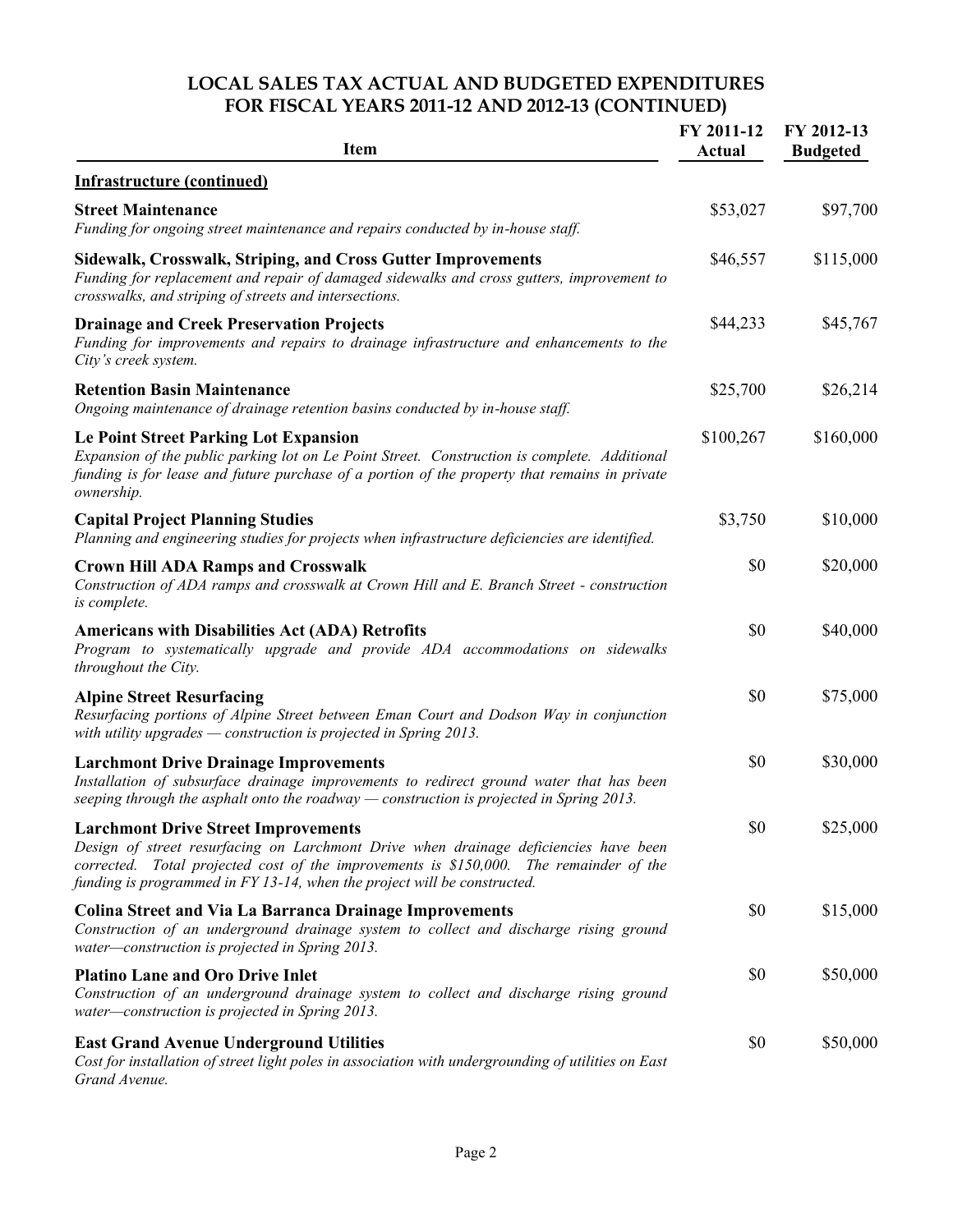## LOCAL SALES TAX ACTUAL AND BUDGETED EXPENDITURES FOR FISCAL YEARS 2011-12 AND 2012-13 (CONTINUED)

| Item | FY 2011-12 Actual | FY 2012-13 Budgeted |
|---|---|---|
| **Infrastructure (continued)** | | |
| **Street Maintenance**<br>*Funding for ongoing street maintenance and repairs conducted by in-house staff.* | $53,027 | $97,700 |
| **Sidewalk, Crosswalk, Striping, and Cross Gutter Improvements**<br>*Funding for replacement and repair of damaged sidewalks and cross gutters, improvement to crosswalks, and striping of streets and intersections.* | $46,557 | $115,000 |
| **Drainage and Creek Preservation Projects**<br>*Funding for improvements and repairs to drainage infrastructure and enhancements to the City's creek system.* | $44,233 | $45,767 |
| **Retention Basin Maintenance**<br>*Ongoing maintenance of drainage retention basins conducted by in-house staff.* | $25,700 | $26,214 |
| **Le Point Street Parking Lot Expansion**<br>*Expansion of the public parking lot on Le Point Street. Construction is complete. Additional funding is for lease and future purchase of a portion of the property that remains in private ownership.* | $100,267 | $160,000 |
| **Capital Project Planning Studies**<br>*Planning and engineering studies for projects when infrastructure deficiencies are identified.* | $3,750 | $10,000 |
| **Crown Hill ADA Ramps and Crosswalk**<br>*Construction of ADA ramps and crosswalk at Crown Hill and E. Branch Street - construction is complete.* | $0 | $20,000 |
| **Americans with Disabilities Act (ADA) Retrofits**<br>*Program to systematically upgrade and provide ADA accommodations on sidewalks throughout the City.* | $0 | $40,000 |
| **Alpine Street Resurfacing**<br>*Resurfacing portions of Alpine Street between Eman Court and Dodson Way in conjunction with utility upgrades — construction is projected in Spring 2013.* | $0 | $75,000 |
| **Larchmont Drive Drainage Improvements**<br>*Installation of subsurface drainage improvements to redirect ground water that has been seeping through the asphalt onto the roadway — construction is projected in Spring 2013.* | $0 | $30,000 |
| **Larchmont Drive Street Improvements**<br>*Design of street resurfacing on Larchmont Drive when drainage deficiencies have been corrected. Total projected cost of the improvements is $150,000. The remainder of the funding is programmed in FY 13-14, when the project will be constructed.* | $0 | $25,000 |
| **Colina Street and Via La Barranca Drainage Improvements**<br>*Construction of an underground drainage system to collect and discharge rising ground water—construction is projected in Spring 2013.* | $0 | $15,000 |
| **Platino Lane and Oro Drive Inlet**<br>*Construction of an underground drainage system to collect and discharge rising ground water—construction is projected in Spring 2013.* | $0 | $50,000 |
| **East Grand Avenue Underground Utilities**<br>*Cost for installation of street light poles in association with undergrounding of utilities on East Grand Avenue.* | $0 | $50,000 |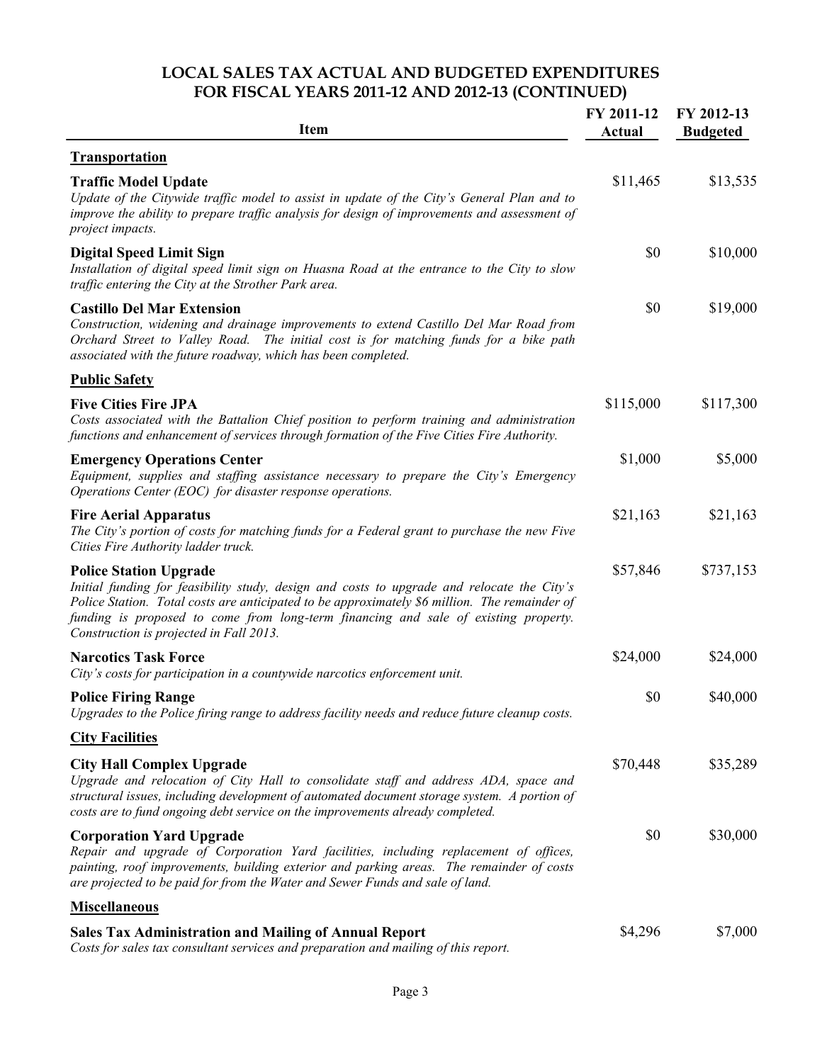## LOCAL SALES TAX ACTUAL AND BUDGETED EXPENDITURES FOR FISCAL YEARS 2011-12 AND 2012-13 (CONTINUED)

| Item | FY 2011-12 Actual | FY 2012-13 Budgeted |
|---|---|---|
| **Transportation** | | |
| **Traffic Model Update**<br>*Update of the Citywide traffic model to assist in update of the City's General Plan and to improve the ability to prepare traffic analysis for design of improvements and assessment of project impacts.* | $11,465 | $13,535 |
| **Digital Speed Limit Sign**<br>*Installation of digital speed limit sign on Huasna Road at the entrance to the City to slow traffic entering the City at the Strother Park area.* | $0 | $10,000 |
| **Castillo Del Mar Extension**<br>*Construction, widening and drainage improvements to extend Castillo Del Mar Road from Orchard Street to Valley Road. The initial cost is for matching funds for a bike path associated with the future roadway, which has been completed.* | $0 | $19,000 |
| **Public Safety** | | |
| **Five Cities Fire JPA**<br>*Costs associated with the Battalion Chief position to perform training and administration functions and enhancement of services through formation of the Five Cities Fire Authority.* | $115,000 | $117,300 |
| **Emergency Operations Center**<br>*Equipment, supplies and staffing assistance necessary to prepare the City's Emergency Operations Center (EOC) for disaster response operations.* | $1,000 | $5,000 |
| **Fire Aerial Apparatus**<br>*The City's portion of costs for matching funds for a Federal grant to purchase the new Five Cities Fire Authority ladder truck.* | $21,163 | $21,163 |
| **Police Station Upgrade**<br>*Initial funding for feasibility study, design and costs to upgrade and relocate the City's Police Station. Total costs are anticipated to be approximately $6 million. The remainder of funding is proposed to come from long-term financing and sale of existing property. Construction is projected in Fall 2013.* | $57,846 | $737,153 |
| **Narcotics Task Force**<br>*City's costs for participation in a countywide narcotics enforcement unit.* | $24,000 | $24,000 |
| **Police Firing Range**<br>*Upgrades to the Police firing range to address facility needs and reduce future cleanup costs.* | $0 | $40,000 |
| **City Facilities** | | |
| **City Hall Complex Upgrade**<br>*Upgrade and relocation of City Hall to consolidate staff and address ADA, space and structural issues, including development of automated document storage system. A portion of costs are to fund ongoing debt service on the improvements already completed.* | $70,448 | $35,289 |
| **Corporation Yard Upgrade**<br>*Repair and upgrade of Corporation Yard facilities, including replacement of offices, painting, roof improvements, building exterior and parking areas. The remainder of costs are projected to be paid for from the Water and Sewer Funds and sale of land.* | $0 | $30,000 |
| **Miscellaneous** | | |
| **Sales Tax Administration and Mailing of Annual Report**<br>*Costs for sales tax consultant services and preparation and mailing of this report.* | $4,296 | $7,000 |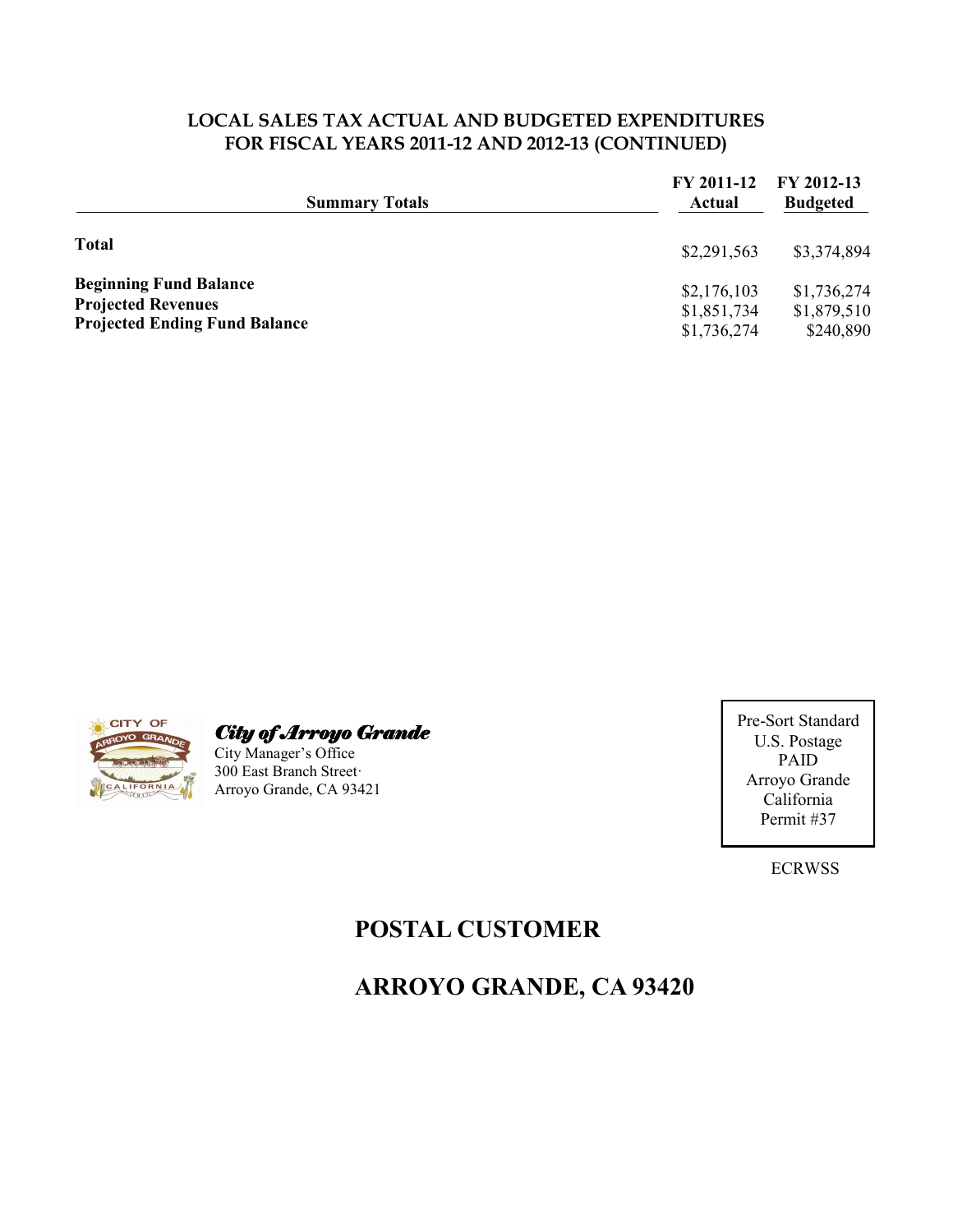## LOCAL SALES TAX ACTUAL AND BUDGETED EXPENDITURES FOR FISCAL YEARS 2011-12 AND 2012-13 (CONTINUED)

| Summary Totals | FY 2011-12 Actual | FY 2012-13 Budgeted |
|---|---|---|
| **Total** | $2,291,563 | $3,374,894 |
| **Beginning Fund Balance** | $2,176,103 | $1,736,274 |
| **Projected Revenues** | $1,851,734 | $1,879,510 |
| **Projected Ending Fund Balance** | $1,736,274 | $240,890 |

***City of Arroyo Grande***
City Manager's Office
300 East Branch Street·
Arroyo Grande, CA 93421

Pre-Sort Standard
U.S. Postage
PAID
Arroyo Grande
California
Permit #37

ECRWSS

**POSTAL CUSTOMER**

**ARROYO GRANDE, CA 93420**